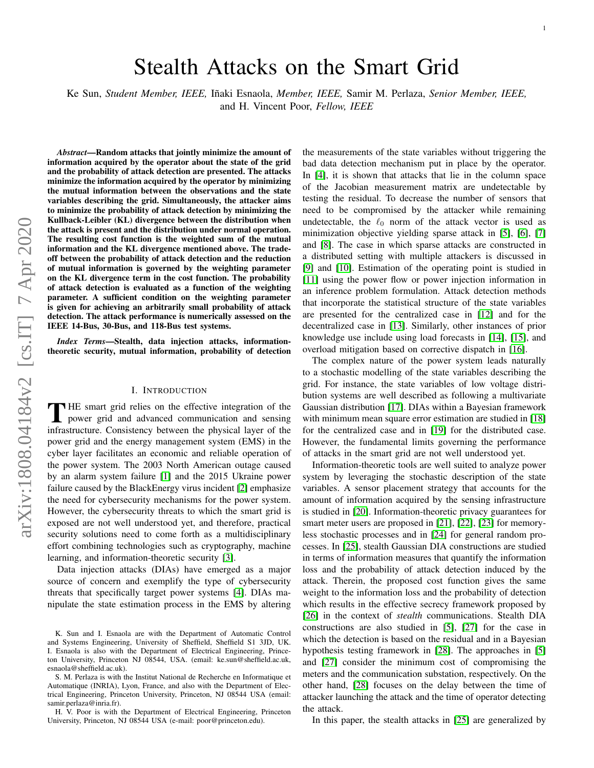# Stealth Attacks on the Smart Grid

Ke Sun, *Student Member, IEEE,* Iñaki Esnaola, *Member, IEEE,* Samir M. Perlaza, *Senior Member, IEEE,* and H. Vincent Poor, *Fellow, IEEE*

***Abstract*—Random attacks that jointly minimize the amount of information acquired by the operator about the state of the grid and the probability of attack detection are presented. The attacks minimize the information acquired by the operator by minimizing the mutual information between the observations and the state variables describing the grid. Simultaneously, the attacker aims to minimize the probability of attack detection by minimizing the Kullback-Leibler (KL) divergence between the distribution when the attack is present and the distribution under normal operation. The resulting cost function is the weighted sum of the mutual information and the KL divergence mentioned above. The trade-off between the probability of attack detection and the reduction of mutual information is governed by the weighting parameter on the KL divergence term in the cost function. The probability of attack detection is evaluated as a function of the weighting parameter. A sufficient condition on the weighting parameter is given for achieving an arbitrarily small probability of attack detection. The attack performance is numerically assessed on the IEEE 14-Bus, 30-Bus, and 118-Bus test systems.**

***Index Terms*—Stealth, data injection attacks, information-theoretic security, mutual information, probability of detection**

## I. Introduction

The smart grid relies on the effective integration of the power grid and advanced communication and sensing infrastructure. Consistency between the physical layer of the power grid and the energy management system (EMS) in the cyber layer facilitates an economic and reliable operation of the power system. The 2003 North American outage caused by an alarm system failure [1] and the 2015 Ukraine power failure caused by the BlackEnergy virus incident [2] emphasize the need for cybersecurity mechanisms for the power system. However, the cybersecurity threats to which the smart grid is exposed are not well understood yet, and therefore, practical security solutions need to come forth as a multidisciplinary effort combining technologies such as cryptography, machine learning, and information-theoretic security [3].

Data injection attacks (DIAs) have emerged as a major source of concern and exemplify the type of cybersecurity threats that specifically target power systems [4]. DIAs manipulate the state estimation process in the EMS by altering the measurements of the state variables without triggering the bad data detection mechanism put in place by the operator. In [4], it is shown that attacks that lie in the column space of the Jacobian measurement matrix are undetectable by testing the residual. To decrease the number of sensors that need to be compromised by the attacker while remaining undetectable, the $\ell_0$ norm of the attack vector is used as minimization objective yielding sparse attack in [5], [6], [7] and [8]. The case in which sparse attacks are constructed in a distributed setting with multiple attackers is discussed in [9] and [10]. Estimation of the operating point is studied in [11] using the power flow or power injection information in an inference problem formulation. Attack detection methods that incorporate the statistical structure of the state variables are presented for the centralized case in [12] and for the decentralized case in [13]. Similarly, other instances of prior knowledge use include using load forecasts in [14], [15], and overload mitigation based on corrective dispatch in [16].

The complex nature of the power system leads naturally to a stochastic modelling of the state variables describing the grid. For instance, the state variables of low voltage distribution systems are well described as following a multivariate Gaussian distribution [17]. DIAs within a Bayesian framework with minimum mean square error estimation are studied in [18] for the centralized case and in [19] for the distributed case. However, the fundamental limits governing the performance of attacks in the smart grid are not well understood yet.

Information-theoretic tools are well suited to analyze power system by leveraging the stochastic description of the state variables. A sensor placement strategy that accounts for the amount of information acquired by the sensing infrastructure is studied in [20]. Information-theoretic privacy guarantees for smart meter users are proposed in [21], [22], [23] for memoryless stochastic processes and in [24] for general random processes. In [25], stealth Gaussian DIA constructions are studied in terms of information measures that quantify the information loss and the probability of attack detection induced by the attack. Therein, the proposed cost function gives the same weight to the information loss and the probability of detection which results in the effective secrecy framework proposed by [26] in the context of *stealth* communications. Stealth DIA constructions are also studied in [5], [27] for the case in which the detection is based on the residual and in a Bayesian hypothesis testing framework in [28]. The approaches in [5] and [27] consider the minimum cost of compromising the meters and the communication substation, respectively. On the other hand, [28] focuses on the delay between the time of attacker launching the attack and the time of operator detecting the attack.

In this paper, the stealth attacks in [25] are generalized by

K. Sun and I. Esnaola are with the Department of Automatic Control and Systems Engineering, University of Sheffield, Sheffield S1 3JD, UK. I. Esnaola is also with the Department of Electrical Engineering, Princeton University, Princeton NJ 08544, USA. (email: ke.sun@sheffield.ac.uk, esnaola@sheffield.ac.uk).

S. M. Perlaza is with the Institut National de Recherche en Informatique et Automatique (INRIA), Lyon, France, and also with the Department of Electrical Engineering, Princeton University, Princeton, NJ 08544 USA (email: samir.perlaza@inria.fr).

H. V. Poor is with the Department of Electrical Engineering, Princeton University, Princeton, NJ 08544 USA (e-mail: poor@princeton.edu).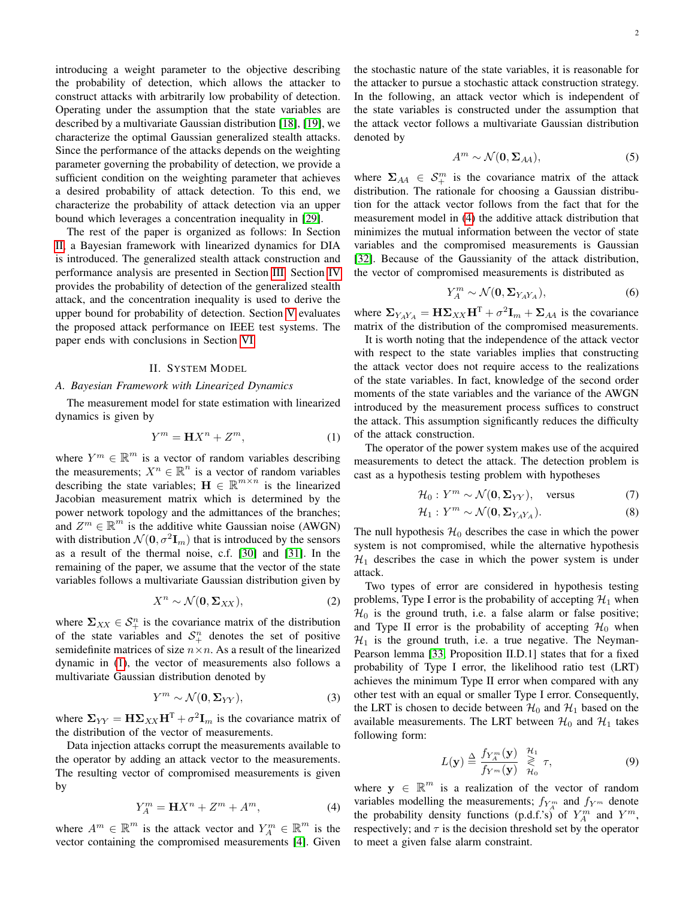introducing a weight parameter to the objective describing the probability of detection, which allows the attacker to construct attacks with arbitrarily low probability of detection. Operating under the assumption that the state variables are described by a multivariate Gaussian distribution [18], [19], we characterize the optimal Gaussian generalized stealth attacks. Since the performance of the attacks depends on the weighting parameter governing the probability of detection, we provide a sufficient condition on the weighting parameter that achieves a desired probability of attack detection. To this end, we characterize the probability of attack detection via an upper bound which leverages a concentration inequality in [29].

The rest of the paper is organized as follows: In Section II, a Bayesian framework with linearized dynamics for DIA is introduced. The generalized stealth attack construction and performance analysis are presented in Section III. Section IV provides the probability of detection of the generalized stealth attack, and the concentration inequality is used to derive the upper bound for probability of detection. Section V evaluates the proposed attack performance on IEEE test systems. The paper ends with conclusions in Section VI.

## II. System Model

### A. Bayesian Framework with Linearized Dynamics

The measurement model for state estimation with linearized dynamics is given by

$$Y^m = \mathbf{H}X^n + Z^m, \tag{1}$$

where $Y^m \in \mathbb{R}^m$ is a vector of random variables describing the measurements; $X^n \in \mathbb{R}^n$ is a vector of random variables describing the state variables; $\mathbf{H} \in \mathbb{R}^{m\times n}$ is the linearized Jacobian measurement matrix which is determined by the power network topology and the admittances of the branches; and $Z^m \in \mathbb{R}^m$ is the additive white Gaussian noise (AWGN) with distribution $\mathcal{N}(\mathbf{0}, \sigma^2\mathbf{I}_m)$ that is introduced by the sensors as a result of the thermal noise, c.f. [30] and [31]. In the remaining of the paper, we assume that the vector of the state variables follows a multivariate Gaussian distribution given by

$$X^n \sim \mathcal{N}(\mathbf{0}, \mathbf{\Sigma}_{XX}), \tag{2}$$

where $\mathbf{\Sigma}_{XX} \in \mathcal{S}^n_+$ is the covariance matrix of the distribution of the state variables and $\mathcal{S}^n_+$ denotes the set of positive semidefinite matrices of size $n\times n$. As a result of the linearized dynamic in (1), the vector of measurements also follows a multivariate Gaussian distribution denoted by

$$Y^m \sim \mathcal{N}(\mathbf{0}, \mathbf{\Sigma}_{YY}), \tag{3}$$

where $\mathbf{\Sigma}_{YY} = \mathbf{H}\mathbf{\Sigma}_{XX}\mathbf{H}^{\mathrm{T}} + \sigma^2\mathbf{I}_m$ is the covariance matrix of the distribution of the vector of measurements.

Data injection attacks corrupt the measurements available to the operator by adding an attack vector to the measurements. The resulting vector of compromised measurements is given by

$$Y^m_A = \mathbf{H}X^n + Z^m + A^m, \tag{4}$$

where $A^m \in \mathbb{R}^m$ is the attack vector and $Y^m_A \in \mathbb{R}^m$ is the vector containing the compromised measurements [4]. Given the stochastic nature of the state variables, it is reasonable for the attacker to pursue a stochastic attack construction strategy. In the following, an attack vector which is independent of the state variables is constructed under the assumption that the attack vector follows a multivariate Gaussian distribution denoted by

$$A^m \sim \mathcal{N}(\mathbf{0}, \mathbf{\Sigma}_{AA}), \tag{5}$$

where $\mathbf{\Sigma}_{AA} \in \mathcal{S}^m_+$ is the covariance matrix of the attack distribution. The rationale for choosing a Gaussian distribution for the attack vector follows from the fact that for the measurement model in (4) the additive attack distribution that minimizes the mutual information between the vector of state variables and the compromised measurements is Gaussian [32]. Because of the Gaussianity of the attack distribution, the vector of compromised measurements is distributed as

$$Y^m_A \sim \mathcal{N}(\mathbf{0}, \mathbf{\Sigma}_{Y_AY_A}), \tag{6}$$

where $\mathbf{\Sigma}_{Y_AY_A} = \mathbf{H}\mathbf{\Sigma}_{XX}\mathbf{H}^{\mathrm{T}} + \sigma^2\mathbf{I}_m + \mathbf{\Sigma}_{AA}$ is the covariance matrix of the distribution of the compromised measurements.

It is worth noting that the independence of the attack vector with respect to the state variables implies that constructing the attack vector does not require access to the realizations of the state variables. In fact, knowledge of the second order moments of the state variables and the variance of the AWGN introduced by the measurement process suffices to construct the attack. This assumption significantly reduces the difficulty of the attack construction.

The operator of the power system makes use of the acquired measurements to detect the attack. The detection problem is cast as a hypothesis testing problem with hypotheses

$$\mathcal{H}_0 : Y^m \sim \mathcal{N}(\mathbf{0}, \mathbf{\Sigma}_{YY}), \quad \text{versus} \tag{7}$$

$$\mathcal{H}_1 : Y^m \sim \mathcal{N}(\mathbf{0}, \mathbf{\Sigma}_{Y_AY_A}). \tag{8}$$

The null hypothesis $\mathcal{H}_0$ describes the case in which the power system is not compromised, while the alternative hypothesis $\mathcal{H}_1$ describes the case in which the power system is under attack.

Two types of error are considered in hypothesis testing problems, Type I error is the probability of accepting $\mathcal{H}_1$ when $\mathcal{H}_0$ is the ground truth, i.e. a false alarm or false positive; and Type II error is the probability of accepting $\mathcal{H}_0$ when $\mathcal{H}_1$ is the ground truth, i.e. a true negative. The Neyman-Pearson lemma [33, Proposition II.D.1] states that for a fixed probability of Type I error, the likelihood ratio test (LRT) achieves the minimum Type II error when compared with any other test with an equal or smaller Type I error. Consequently, the LRT is chosen to decide between $\mathcal{H}_0$ and $\mathcal{H}_1$ based on the available measurements. The LRT between $\mathcal{H}_0$ and $\mathcal{H}_1$ takes following form:

$$L(\mathbf{y}) \triangleq \frac{f_{Y^m_A}(\mathbf{y})}{f_{Y^m}(\mathbf{y})} \underset{\mathcal{H}_0}{\overset{\mathcal{H}_1}{\gtrless}} \tau, \tag{9}$$

where $\mathbf{y} \in \mathbb{R}^m$ is a realization of the vector of random variables modelling the measurements; $f_{Y^m_A}$ and $f_{Y^m}$ denote the probability density functions (p.d.f.'s) of $Y^m_A$ and $Y^m$, respectively; and $\tau$ is the decision threshold set by the operator to meet a given false alarm constraint.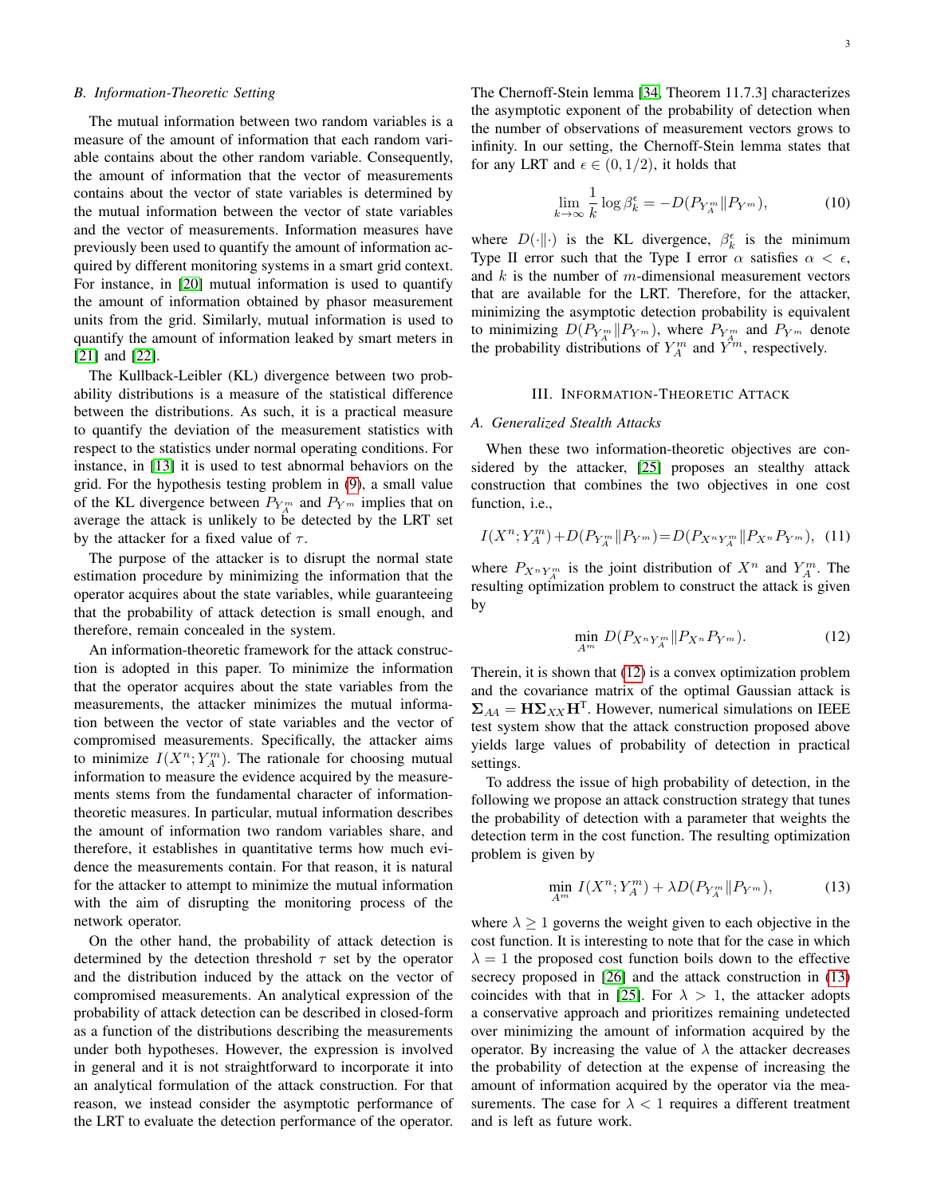### B. Information-Theoretic Setting

The mutual information between two random variables is a measure of the amount of information that each random variable contains about the other random variable. Consequently, the amount of information that the vector of measurements contains about the vector of state variables is determined by the mutual information between the vector of state variables and the vector of measurements. Information measures have previously been used to quantify the amount of information acquired by different monitoring systems in a smart grid context. For instance, in [20] mutual information is used to quantify the amount of information obtained by phasor measurement units from the grid. Similarly, mutual information is used to quantify the amount of information leaked by smart meters in [21] and [22].

The Kullback-Leibler (KL) divergence between two probability distributions is a measure of the statistical difference between the distributions. As such, it is a practical measure to quantify the deviation of the measurement statistics with respect to the statistics under normal operating conditions. For instance, in [13] it is used to test abnormal behaviors on the grid. For the hypothesis testing problem in (9), a small value of the KL divergence between $P_{Y_A^m}$ and $P_{Y^m}$ implies that on average the attack is unlikely to be detected by the LRT set by the attacker for a fixed value of $\tau$.

The purpose of the attacker is to disrupt the normal state estimation procedure by minimizing the information that the operator acquires about the state variables, while guaranteeing that the probability of attack detection is small enough, and therefore, remain concealed in the system.

An information-theoretic framework for the attack construction is adopted in this paper. To minimize the information that the operator acquires about the state variables from the measurements, the attacker minimizes the mutual information between the vector of state variables and the vector of compromised measurements. Specifically, the attacker aims to minimize $I(X^n; Y_A^m)$. The rationale for choosing mutual information to measure the evidence acquired by the measurements stems from the fundamental character of information-theoretic measures. In particular, mutual information describes the amount of information two random variables share, and therefore, it establishes in quantitative terms how much evidence the measurements contain. For that reason, it is natural for the attacker to attempt to minimize the mutual information with the aim of disrupting the monitoring process of the network operator.

On the other hand, the probability of attack detection is determined by the detection threshold $\tau$ set by the operator and the distribution induced by the attack on the vector of compromised measurements. An analytical expression of the probability of attack detection can be described in closed-form as a function of the distributions describing the measurements under both hypotheses. However, the expression is involved in general and it is not straightforward to incorporate it into an analytical formulation of the attack construction. For that reason, we instead consider the asymptotic performance of the LRT to evaluate the detection performance of the operator. The Chernoff-Stein lemma [34, Theorem 11.7.3] characterizes the asymptotic exponent of the probability of detection when the number of observations of measurement vectors grows to infinity. In our setting, the Chernoff-Stein lemma states that for any LRT and $\epsilon \in (0, 1/2)$, it holds that

$$\lim_{k \to \infty} \frac{1}{k} \log \beta_k^\epsilon = -D(P_{Y_A^m} \| P_{Y^m}), \tag{10}$$

where $D(\cdot \| \cdot)$ is the KL divergence, $\beta_k^\epsilon$ is the minimum Type II error such that the Type I error $\alpha$ satisfies $\alpha < \epsilon$, and $k$ is the number of $m$-dimensional measurement vectors that are available for the LRT. Therefore, for the attacker, minimizing the asymptotic detection probability is equivalent to minimizing $D(P_{Y_A^m} \| P_{Y^m})$, where $P_{Y_A^m}$ and $P_{Y^m}$ denote the probability distributions of $Y_A^m$ and $Y^m$, respectively.

## III. Information-Theoretic Attack

### A. Generalized Stealth Attacks

When these two information-theoretic objectives are considered by the attacker, [25] proposes an stealthy attack construction that combines the two objectives in one cost function, i.e.,

$$I(X^n; Y_A^m) + D(P_{Y_A^m} \| P_{Y^m}) = D(P_{X^n Y_A^m} \| P_{X^n} P_{Y^m}), \tag{11}$$

where $P_{X^n Y_A^m}$ is the joint distribution of $X^n$ and $Y_A^m$. The resulting optimization problem to construct the attack is given by

$$\min_{A^m} D(P_{X^n Y_A^m} \| P_{X^n} P_{Y^m}). \tag{12}$$

Therein, it is shown that (12) is a convex optimization problem and the covariance matrix of the optimal Gaussian attack is $\mathbf{\Sigma}_{AA} = \mathbf{H}\mathbf{\Sigma}_{XX}\mathbf{H}^{\text{T}}$. However, numerical simulations on IEEE test system show that the attack construction proposed above yields large values of probability of detection in practical settings.

To address the issue of high probability of detection, in the following we propose an attack construction strategy that tunes the probability of detection with a parameter that weights the detection term in the cost function. The resulting optimization problem is given by

$$\min_{A^m} I(X^n; Y_A^m) + \lambda D(P_{Y_A^m} \| P_{Y^m}), \tag{13}$$

where $\lambda \geq 1$ governs the weight given to each objective in the cost function. It is interesting to note that for the case in which $\lambda = 1$ the proposed cost function boils down to the effective secrecy proposed in [26] and the attack construction in (13) coincides with that in [25]. For $\lambda > 1$, the attacker adopts a conservative approach and prioritizes remaining undetected over minimizing the amount of information acquired by the operator. By increasing the value of $\lambda$ the attacker decreases the probability of detection at the expense of increasing the amount of information acquired by the operator via the measurements. The case for $\lambda < 1$ requires a different treatment and is left as future work.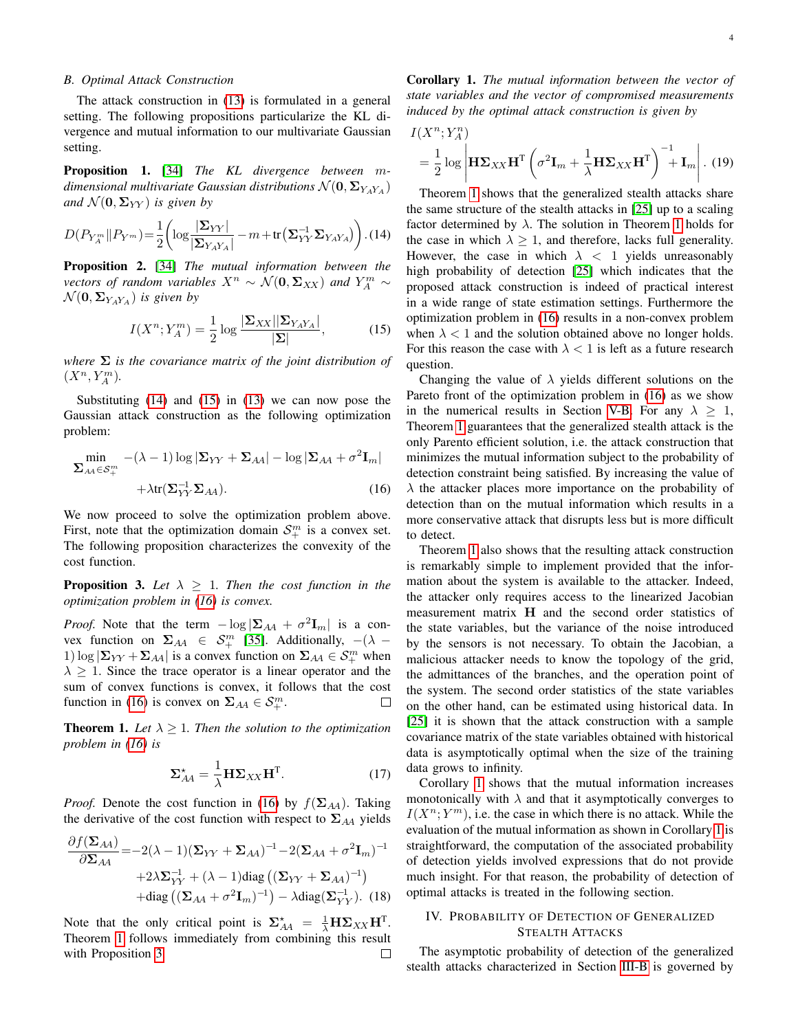### B. Optimal Attack Construction

The attack construction in (13) is formulated in a general setting. The following propositions particularize the KL divergence and mutual information to our multivariate Gaussian setting.

**Proposition 1.** [34] *The KL divergence between $m$-dimensional multivariate Gaussian distributions $\mathcal{N}(\mathbf{0}, \mathbf{\Sigma}_{Y_AY_A})$ and $\mathcal{N}(\mathbf{0}, \mathbf{\Sigma}_{YY})$ is given by*

$$D(P_{Y_A^m}\|P_{Y^m}) = \frac{1}{2}\left(\log\frac{|\mathbf{\Sigma}_{YY}|}{|\mathbf{\Sigma}_{Y_AY_A}|} - m + \mathrm{tr}\left(\mathbf{\Sigma}_{YY}^{-1}\mathbf{\Sigma}_{Y_AY_A}\right)\right). \quad (14)$$

**Proposition 2.** [34] *The mutual information between the vectors of random variables $X^n \sim \mathcal{N}(\mathbf{0}, \mathbf{\Sigma}_{XX})$ and $Y_A^m \sim \mathcal{N}(\mathbf{0}, \mathbf{\Sigma}_{Y_AY_A})$ is given by*

$$I(X^n; Y_A^m) = \frac{1}{2}\log\frac{|\mathbf{\Sigma}_{XX}||\mathbf{\Sigma}_{Y_AY_A}|}{|\mathbf{\Sigma}|}, \quad (15)$$

*where $\mathbf{\Sigma}$ is the covariance matrix of the joint distribution of $(X^n, Y_A^m)$.*

Substituting (14) and (15) in (13) we can now pose the Gaussian attack construction as the following optimization problem:

$$\min_{\mathbf{\Sigma}_{AA}\in\mathcal{S}_+^m} -(\lambda-1)\log|\mathbf{\Sigma}_{YY}+\mathbf{\Sigma}_{AA}| - \log|\mathbf{\Sigma}_{AA}+\sigma^2\mathbf{I}_m| + \lambda\mathrm{tr}(\mathbf{\Sigma}_{YY}^{-1}\mathbf{\Sigma}_{AA}). \quad (16)$$

We now proceed to solve the optimization problem above. First, note that the optimization domain $\mathcal{S}_+^m$ is a convex set. The following proposition characterizes the convexity of the cost function.

**Proposition 3.** *Let $\lambda \geq 1$. Then the cost function in the optimization problem in (16) is convex.*

*Proof.* Note that the term $-\log|\mathbf{\Sigma}_{AA}+\sigma^2\mathbf{I}_m|$ is a convex function on $\mathbf{\Sigma}_{AA} \in \mathcal{S}_+^m$ [35]. Additionally, $-(\lambda-1)\log|\mathbf{\Sigma}_{YY}+\mathbf{\Sigma}_{AA}|$ is a convex function on $\mathbf{\Sigma}_{AA} \in \mathcal{S}_+^m$ when $\lambda \geq 1$. Since the trace operator is a linear operator and the sum of convex functions is convex, it follows that the cost function in (16) is convex on $\mathbf{\Sigma}_{AA} \in \mathcal{S}_+^m$. $\square$

**Theorem 1.** *Let $\lambda \geq 1$. Then the solution to the optimization problem in (16) is*

$$\mathbf{\Sigma}_{AA}^\star = \frac{1}{\lambda}\mathbf{H}\mathbf{\Sigma}_{XX}\mathbf{H}^\mathrm{T}. \quad (17)$$

*Proof.* Denote the cost function in (16) by $f(\mathbf{\Sigma}_{AA})$. Taking the derivative of the cost function with respect to $\mathbf{\Sigma}_{AA}$ yields

$$\begin{aligned}\frac{\partial f(\mathbf{\Sigma}_{AA})}{\partial \mathbf{\Sigma}_{AA}} =& -2(\lambda-1)(\mathbf{\Sigma}_{YY}+\mathbf{\Sigma}_{AA})^{-1} - 2(\mathbf{\Sigma}_{AA}+\sigma^2\mathbf{I}_m)^{-1} \\ &+ 2\lambda\mathbf{\Sigma}_{YY}^{-1} + (\lambda-1)\mathrm{diag}\left((\mathbf{\Sigma}_{YY}+\mathbf{\Sigma}_{AA})^{-1}\right) \\ &+ \mathrm{diag}\left((\mathbf{\Sigma}_{AA}+\sigma^2\mathbf{I}_m)^{-1}\right) - \lambda\mathrm{diag}(\mathbf{\Sigma}_{YY}^{-1}). \quad (18)\end{aligned}$$

Note that the only critical point is $\mathbf{\Sigma}_{AA}^\star = \frac{1}{\lambda}\mathbf{H}\mathbf{\Sigma}_{XX}\mathbf{H}^\mathrm{T}$. Theorem 1 follows immediately from combining this result with Proposition 3. $\square$

**Corollary 1.** *The mutual information between the vector of state variables and the vector of compromised measurements induced by the optimal attack construction is given by*

$$I(X^n; Y_A^n) = \frac{1}{2}\log\left|\mathbf{H}\mathbf{\Sigma}_{XX}\mathbf{H}^\mathrm{T}\left(\sigma^2\mathbf{I}_m + \frac{1}{\lambda}\mathbf{H}\mathbf{\Sigma}_{XX}\mathbf{H}^\mathrm{T}\right)^{-1} + \mathbf{I}_m\right|. \quad (19)$$

Theorem 1 shows that the generalized stealth attacks share the same structure of the stealth attacks in [25] up to a scaling factor determined by $\lambda$. The solution in Theorem 1 holds for the case in which $\lambda \geq 1$, and therefore, lacks full generality. However, the case in which $\lambda < 1$ yields unreasonably high probability of detection [25] which indicates that the proposed attack construction is indeed of practical interest in a wide range of state estimation settings. Furthermore the optimization problem in (16) results in a non-convex problem when $\lambda < 1$ and the solution obtained above no longer holds. For this reason the case with $\lambda < 1$ is left as a future research question.

Changing the value of $\lambda$ yields different solutions on the Pareto front of the optimization problem in (16) as we show in the numerical results in Section V-B. For any $\lambda \geq 1$, Theorem 1 guarantees that the generalized stealth attack is the only Parento efficient solution, i.e. the attack construction that minimizes the mutual information subject to the probability of detection constraint being satisfied. By increasing the value of $\lambda$ the attacker places more importance on the probability of detection than on the mutual information which results in a more conservative attack that disrupts less but is more difficult to detect.

Theorem 1 also shows that the resulting attack construction is remarkably simple to implement provided that the information about the system is available to the attacker. Indeed, the attacker only requires access to the linearized Jacobian measurement matrix $\mathbf{H}$ and the second order statistics of the state variables, but the variance of the noise introduced by the sensors is not necessary. To obtain the Jacobian, a malicious attacker needs to know the topology of the grid, the admittances of the branches, and the operation point of the system. The second order statistics of the state variables on the other hand, can be estimated using historical data. In [25] it is shown that the attack construction with a sample covariance matrix of the state variables obtained with historical data is asymptotically optimal when the size of the training data grows to infinity.

Corollary 1 shows that the mutual information increases monotonically with $\lambda$ and that it asymptotically converges to $I(X^n; Y^m)$, i.e. the case in which there is no attack. While the evaluation of the mutual information as shown in Corollary 1 is straightforward, the computation of the associated probability of detection yields involved expressions that do not provide much insight. For that reason, the probability of detection of optimal attacks is treated in the following section.

## IV. Probability of Detection of Generalized Stealth Attacks

The asymptotic probability of detection of the generalized stealth attacks characterized in Section III-B is governed by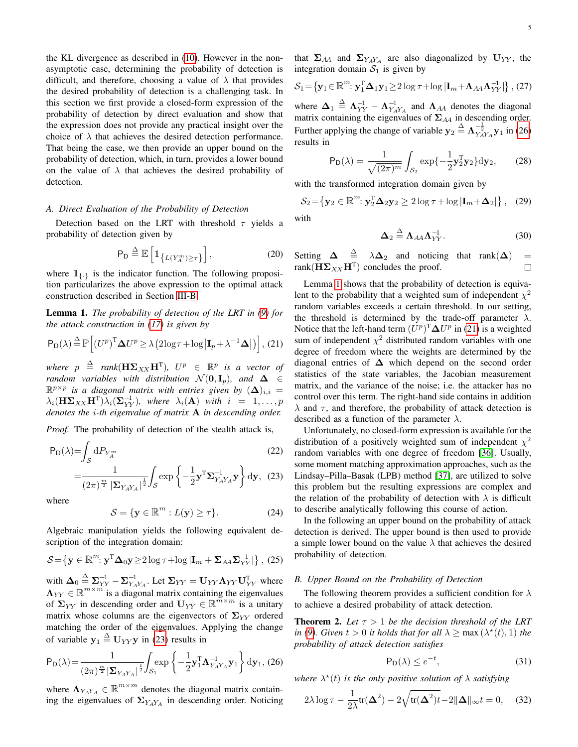the KL divergence as described in (10). However in the non-asymptotic case, determining the probability of detection is difficult, and therefore, choosing a value of $\lambda$ that provides the desired probability of detection is a challenging task. In this section we first provide a closed-form expression of the probability of detection by direct evaluation and show that the expression does not provide any practical insight over the choice of $\lambda$ that achieves the desired detection performance. That being the case, we then provide an upper bound on the probability of detection, which, in turn, provides a lower bound on the value of $\lambda$ that achieves the desired probability of detection.

### A. Direct Evaluation of the Probability of Detection

Detection based on the LRT with threshold $\tau$ yields a probability of detection given by

$$\mathsf{P}_\mathsf{D} \triangleq \mathbb{E}\left[\mathbb{1}_{\{L(Y_A^m)\geq\tau\}}\right], \tag{20}$$

where $\mathbb{1}_{\{\cdot\}}$ is the indicator function. The following proposition particularizes the above expression to the optimal attack construction described in Section III-B.

**Lemma 1.** *The probability of detection of the LRT in (9) for the attack construction in (17) is given by*

$$\mathsf{P}_\mathsf{D}(\lambda) \triangleq \mathbb{P}\left[(U^p)^\mathrm{T}\boldsymbol{\Delta}U^p \geq \lambda\left(2\log\tau + \log\left|\mathbf{I}_p + \lambda^{-1}\boldsymbol{\Delta}\right|\right)\right], \tag{21}$$

*where $p \triangleq$ rank$(\mathbf{H}\boldsymbol{\Sigma}_{XX}\mathbf{H}^\mathrm{T})$, $U^p \in \mathbb{R}^p$ is a vector of random variables with distribution $\mathcal{N}(\mathbf{0},\mathbf{I}_p)$, and $\boldsymbol{\Delta} \in \mathbb{R}^{p\times p}$ is a diagonal matrix with entries given by $(\boldsymbol{\Delta})_{i,i} = \lambda_i(\mathbf{H}\boldsymbol{\Sigma}_{XX}\mathbf{H}^\mathrm{T})\lambda_i(\boldsymbol{\Sigma}_{YY}^{-1})$, where $\lambda_i(\mathbf{A})$ with $i = 1,\ldots,p$ denotes the $i$-th eigenvalue of matrix $\mathbf{A}$ in descending order.*

*Proof.* The probability of detection of the stealth attack is,

$$\mathsf{P}_\mathsf{D}(\lambda) = \int_\mathcal{S} \mathrm{d}P_{Y_A^m} \tag{22}$$

$$= \frac{1}{(2\pi)^{\frac{m}{2}}\left|\boldsymbol{\Sigma}_{Y_AY_A}\right|^{\frac{1}{2}}}\int_\mathcal{S}\exp\left\{-\frac{1}{2}\mathbf{y}^\mathrm{T}\boldsymbol{\Sigma}_{Y_AY_A}^{-1}\mathbf{y}\right\}\mathrm{d}\mathbf{y}, \tag{23}$$

where

$$\mathcal{S} = \{\mathbf{y}\in\mathbb{R}^m : L(\mathbf{y}) \geq \tau\}. \tag{24}$$

Algebraic manipulation yields the following equivalent description of the integration domain:

$$\mathcal{S} = \left\{\mathbf{y}\in\mathbb{R}^m\colon \mathbf{y}^\mathrm{T}\boldsymbol{\Delta}_0\mathbf{y} \geq 2\log\tau + \log\left|\mathbf{I}_m + \boldsymbol{\Sigma}_{AA}\boldsymbol{\Sigma}_{YY}^{-1}\right|\right\}, \tag{25}$$

with $\boldsymbol{\Delta}_0 \triangleq \boldsymbol{\Sigma}_{YY}^{-1} - \boldsymbol{\Sigma}_{Y_AY_A}^{-1}$. Let $\boldsymbol{\Sigma}_{YY} = \mathbf{U}_{YY}\boldsymbol{\Lambda}_{YY}\mathbf{U}_{YY}^\mathrm{T}$ where $\boldsymbol{\Lambda}_{YY}\in\mathbb{R}^{m\times m}$ is a diagonal matrix containing the eigenvalues of $\boldsymbol{\Sigma}_{YY}$ in descending order and $\mathbf{U}_{YY}\in\mathbb{R}^{m\times m}$ is a unitary matrix whose columns are the eigenvectors of $\boldsymbol{\Sigma}_{YY}$ ordered matching the order of the eigenvalues. Applying the change of variable $\mathbf{y}_1 \triangleq \mathbf{U}_{YY}\mathbf{y}$ in (23) results in

$$\mathsf{P}_\mathsf{D}(\lambda) = \frac{1}{(2\pi)^{\frac{m}{2}}\left|\boldsymbol{\Sigma}_{Y_AY_A}\right|^{\frac{1}{2}}}\int_{\mathcal{S}_1}\exp\left\{-\frac{1}{2}\mathbf{y}_1^\mathrm{T}\boldsymbol{\Lambda}_{Y_AY_A}^{-1}\mathbf{y}_1\right\}\mathrm{d}\mathbf{y}_1, \tag{26}$$

where $\boldsymbol{\Lambda}_{Y_AY_A}\in\mathbb{R}^{m\times m}$ denotes the diagonal matrix containing the eigenvalues of $\boldsymbol{\Sigma}_{Y_AY_A}$ in descending order. Noticing that $\boldsymbol{\Sigma}_{AA}$ and $\boldsymbol{\Sigma}_{Y_AY_A}$ are also diagonalized by $\mathbf{U}_{YY}$, the integration domain $\mathcal{S}_1$ is given by

$$\mathcal{S}_1 = \left\{\mathbf{y}_1\in\mathbb{R}^m\colon \mathbf{y}_1^\mathrm{T}\boldsymbol{\Delta}_1\mathbf{y}_1 \geq 2\log\tau + \log\left|\mathbf{I}_m + \boldsymbol{\Lambda}_{AA}\boldsymbol{\Lambda}_{YY}^{-1}\right|\right\}, \tag{27}$$

where $\boldsymbol{\Delta}_1 \triangleq \boldsymbol{\Lambda}_{YY}^{-1} - \boldsymbol{\Lambda}_{Y_AY_A}^{-1}$ and $\boldsymbol{\Lambda}_{AA}$ denotes the diagonal matrix containing the eigenvalues of $\boldsymbol{\Sigma}_{AA}$ in descending order. Further applying the change of variable $\mathbf{y}_2 \triangleq \boldsymbol{\Lambda}_{Y_AY_A}^{-\frac{1}{2}}\mathbf{y}_1$ in (26) results in

$$\mathsf{P}_\mathsf{D}(\lambda) = \frac{1}{\sqrt{(2\pi)^m}}\int_{\mathcal{S}_2}\exp\{-\frac{1}{2}\mathbf{y}_2^\mathrm{T}\mathbf{y}_2\}\mathrm{d}\mathbf{y}_2, \tag{28}$$

with the transformed integration domain given by

$$\mathcal{S}_2 = \left\{\mathbf{y}_2\in\mathbb{R}^m\colon \mathbf{y}_2^\mathrm{T}\boldsymbol{\Delta}_2\mathbf{y}_2 \geq 2\log\tau + \log\left|\mathbf{I}_m + \boldsymbol{\Delta}_2\right|\right\}, \tag{29}$$

with

$$\boldsymbol{\Delta}_2 \triangleq \boldsymbol{\Lambda}_{AA}\boldsymbol{\Lambda}_{YY}^{-1}. \tag{30}$$

Setting $\boldsymbol{\Delta} \triangleq \lambda\boldsymbol{\Delta}_2$ and noticing that rank$(\boldsymbol{\Delta})$ = rank$(\mathbf{H}\boldsymbol{\Sigma}_{XX}\mathbf{H}^\mathrm{T})$ concludes the proof. ∎

Lemma 1 shows that the probability of detection is equivalent to the probability that a weighted sum of independent $\chi^2$ random variables exceeds a certain threshold. In our setting, the threshold is determined by the trade-off parameter $\lambda$. Notice that the left-hand term $(U^p)^\mathrm{T}\boldsymbol{\Delta}U^p$ in (21) is a weighted sum of independent $\chi^2$ distributed random variables with one degree of freedom where the weights are determined by the diagonal entries of $\boldsymbol{\Delta}$ which depend on the second order statistics of the state variables, the Jacobian measurement matrix, and the variance of the noise; i.e. the attacker has no control over this term. The right-hand side contains in addition $\lambda$ and $\tau$, and therefore, the probability of attack detection is described as a function of the parameter $\lambda$.

Unfortunately, no closed-form expression is available for the distribution of a positively weighted sum of independent $\chi^2$ random variables with one degree of freedom [36]. Usually, some moment matching approximation approaches, such as the Lindsay–Pilla–Basak (LPB) method [37], are utilized to solve this problem but the resulting expressions are complex and the relation of the probability of detection with $\lambda$ is difficult to describe analytically following this course of action.

In the following an upper bound on the probability of attack detection is derived. The upper bound is then used to provide a simple lower bound on the value $\lambda$ that achieves the desired probability of detection.

### B. Upper Bound on the Probability of Detection

The following theorem provides a sufficient condition for $\lambda$ to achieve a desired probability of attack detection.

**Theorem 2.** *Let $\tau > 1$ be the decision threshold of the LRT in (9). Given $t > 0$ it holds that for all $\lambda \geq \max\left(\lambda^\star(t), 1\right)$ the probability of attack detection satisfies*

$$\mathsf{P}_\mathsf{D}(\lambda) \leq e^{-t}, \tag{31}$$

*where $\lambda^\star(t)$ is the only positive solution of $\lambda$ satisfying*

$$2\lambda\log\tau - \frac{1}{2\lambda}\mathrm{tr}(\boldsymbol{\Delta}^2) - 2\sqrt{\mathrm{tr}(\boldsymbol{\Delta}^2)t} - 2\|\boldsymbol{\Delta}\|_\infty t = 0, \tag{32}$$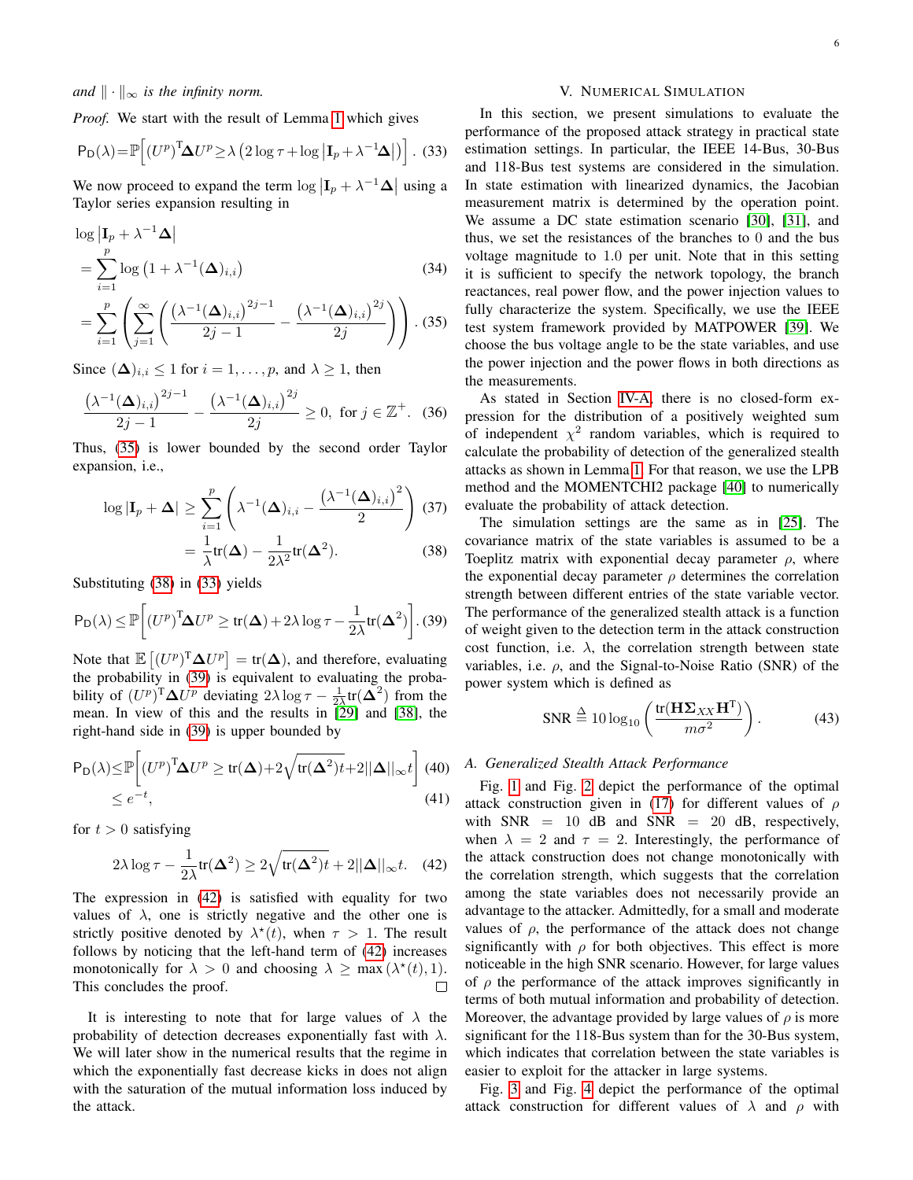*and* $\|\cdot\|_\infty$ *is the infinity norm.*

*Proof.* We start with the result of Lemma 1 which gives

$$\mathsf{P}_\mathsf{D}(\lambda) = \mathbb{P}\Big[(U^p)^\mathsf{T}\mathbf{\Delta}U^p \geq \lambda\left(2\log\tau + \log\left|\mathbf{I}_p + \lambda^{-1}\mathbf{\Delta}\right|\right)\Big]. \quad (33)$$

We now proceed to expand the term $\log\left|\mathbf{I}_p + \lambda^{-1}\mathbf{\Delta}\right|$ using a Taylor series expansion resulting in

$$\log\left|\mathbf{I}_p + \lambda^{-1}\mathbf{\Delta}\right| = \sum_{i=1}^{p}\log\left(1+\lambda^{-1}(\mathbf{\Delta})_{i,i}\right) \quad (34)$$

$$= \sum_{i=1}^{p}\left(\sum_{j=1}^{\infty}\left(\frac{\left(\lambda^{-1}(\mathbf{\Delta})_{i,i}\right)^{2j-1}}{2j-1} - \frac{\left(\lambda^{-1}(\mathbf{\Delta})_{i,i}\right)^{2j}}{2j}\right)\right). \quad (35)$$

Since $(\mathbf{\Delta})_{i,i} \leq 1$ for $i = 1, \ldots, p$, and $\lambda \geq 1$, then

$$\frac{\left(\lambda^{-1}(\mathbf{\Delta})_{i,i}\right)^{2j-1}}{2j-1} - \frac{\left(\lambda^{-1}(\mathbf{\Delta})_{i,i}\right)^{2j}}{2j} \geq 0, \text{ for } j \in \mathbb{Z}^+. \quad (36)$$

Thus, (35) is lower bounded by the second order Taylor expansion, i.e.,

$$\log\left|\mathbf{I}_p + \mathbf{\Delta}\right| \geq \sum_{i=1}^{p}\left(\lambda^{-1}(\mathbf{\Delta})_{i,i} - \frac{\left(\lambda^{-1}(\mathbf{\Delta})_{i,i}\right)^2}{2}\right) \quad (37)$$

$$= \frac{1}{\lambda}\text{tr}(\mathbf{\Delta}) - \frac{1}{2\lambda^2}\text{tr}(\mathbf{\Delta}^2). \quad (38)$$

Substituting (38) in (33) yields

$$\mathsf{P}_\mathsf{D}(\lambda) \leq \mathbb{P}\left[(U^p)^\mathsf{T}\mathbf{\Delta}U^p \geq \text{tr}(\mathbf{\Delta}) + 2\lambda\log\tau - \frac{1}{2\lambda}\text{tr}(\mathbf{\Delta}^2)\right]. \quad (39)$$

Note that $\mathbb{E}\left[(U^p)^\mathsf{T}\mathbf{\Delta}U^p\right] = \text{tr}(\mathbf{\Delta})$, and therefore, evaluating the probability in (39) is equivalent to evaluating the probability of $(U^p)^\mathsf{T}\mathbf{\Delta}U^p$ deviating $2\lambda\log\tau - \frac{1}{2\lambda}\text{tr}(\mathbf{\Delta}^2)$ from the mean. In view of this and the results in [29] and [38], the right-hand side in (39) is upper bounded by

$$\mathsf{P}_\mathsf{D}(\lambda) \leq \mathbb{P}\left[(U^p)^\mathsf{T}\mathbf{\Delta}U^p \geq \text{tr}(\mathbf{\Delta}) + 2\sqrt{\text{tr}(\mathbf{\Delta}^2)t} + 2\|\mathbf{\Delta}\|_\infty t\right] \quad (40)$$

$$\leq e^{-t}, \quad (41)$$

for $t > 0$ satisfying

$$2\lambda\log\tau - \frac{1}{2\lambda}\text{tr}(\mathbf{\Delta}^2) \geq 2\sqrt{\text{tr}(\mathbf{\Delta}^2)t} + 2\|\mathbf{\Delta}\|_\infty t. \quad (42)$$

The expression in (42) is satisfied with equality for two values of $\lambda$, one is strictly negative and the other one is strictly positive denoted by $\lambda^\star(t)$, when $\tau > 1$. The result follows by noticing that the left-hand term of (42) increases monotonically for $\lambda > 0$ and choosing $\lambda \geq \max\left(\lambda^\star(t), 1\right)$. This concludes the proof. ∎

It is interesting to note that for large values of $\lambda$ the probability of detection decreases exponentially fast with $\lambda$. We will later show in the numerical results that the regime in which the exponentially fast decrease kicks in does not align with the saturation of the mutual information loss induced by the attack.

## V. Numerical Simulation

In this section, we present simulations to evaluate the performance of the proposed attack strategy in practical state estimation settings. In particular, the IEEE 14-Bus, 30-Bus and 118-Bus test systems are considered in the simulation. In state estimation with linearized dynamics, the Jacobian measurement matrix is determined by the operation point. We assume a DC state estimation scenario [30], [31], and thus, we set the resistances of the branches to 0 and the bus voltage magnitude to 1.0 per unit. Note that in this setting it is sufficient to specify the network topology, the branch reactances, real power flow, and the power injection values to fully characterize the system. Specifically, we use the IEEE test system framework provided by MATPOWER [39]. We choose the bus voltage angle to be the state variables, and use the power injection and the power flows in both directions as the measurements.

As stated in Section IV-A, there is no closed-form expression for the distribution of a positively weighted sum of independent $\chi^2$ random variables, which is required to calculate the probability of detection of the generalized stealth attacks as shown in Lemma 1. For that reason, we use the LPB method and the MOMENTCHI2 package [40] to numerically evaluate the probability of attack detection.

The simulation settings are the same as in [25]. The covariance matrix of the state variables is assumed to be a Toeplitz matrix with exponential decay parameter $\rho$, where the exponential decay parameter $\rho$ determines the correlation strength between different entries of the state variable vector. The performance of the generalized stealth attack is a function of weight given to the detection term in the attack construction cost function, i.e. $\lambda$, the correlation strength between state variables, i.e. $\rho$, and the Signal-to-Noise Ratio (SNR) of the power system which is defined as

$$\text{SNR} \triangleq 10\log_{10}\left(\frac{\text{tr}(\mathbf{H}\mathbf{\Sigma}_{XX}\mathbf{H}^\mathsf{T})}{m\sigma^2}\right). \quad (43)$$

### A. Generalized Stealth Attack Performance

Fig. 1 and Fig. 2 depict the performance of the optimal attack construction given in (17) for different values of $\rho$ with SNR $= 10$ dB and SNR $= 20$ dB, respectively, when $\lambda = 2$ and $\tau = 2$. Interestingly, the performance of the attack construction does not change monotonically with the correlation strength, which suggests that the correlation among the state variables does not necessarily provide an advantage to the attacker. Admittedly, for a small and moderate values of $\rho$, the performance of the attack does not change significantly with $\rho$ for both objectives. This effect is more noticeable in the high SNR scenario. However, for large values of $\rho$ the performance of the attack improves significantly in terms of both mutual information and probability of detection. Moreover, the advantage provided by large values of $\rho$ is more significant for the 118-Bus system than for the 30-Bus system, which indicates that correlation between the state variables is easier to exploit for the attacker in large systems.

Fig. 3 and Fig. 4 depict the performance of the optimal attack construction for different values of $\lambda$ and $\rho$ with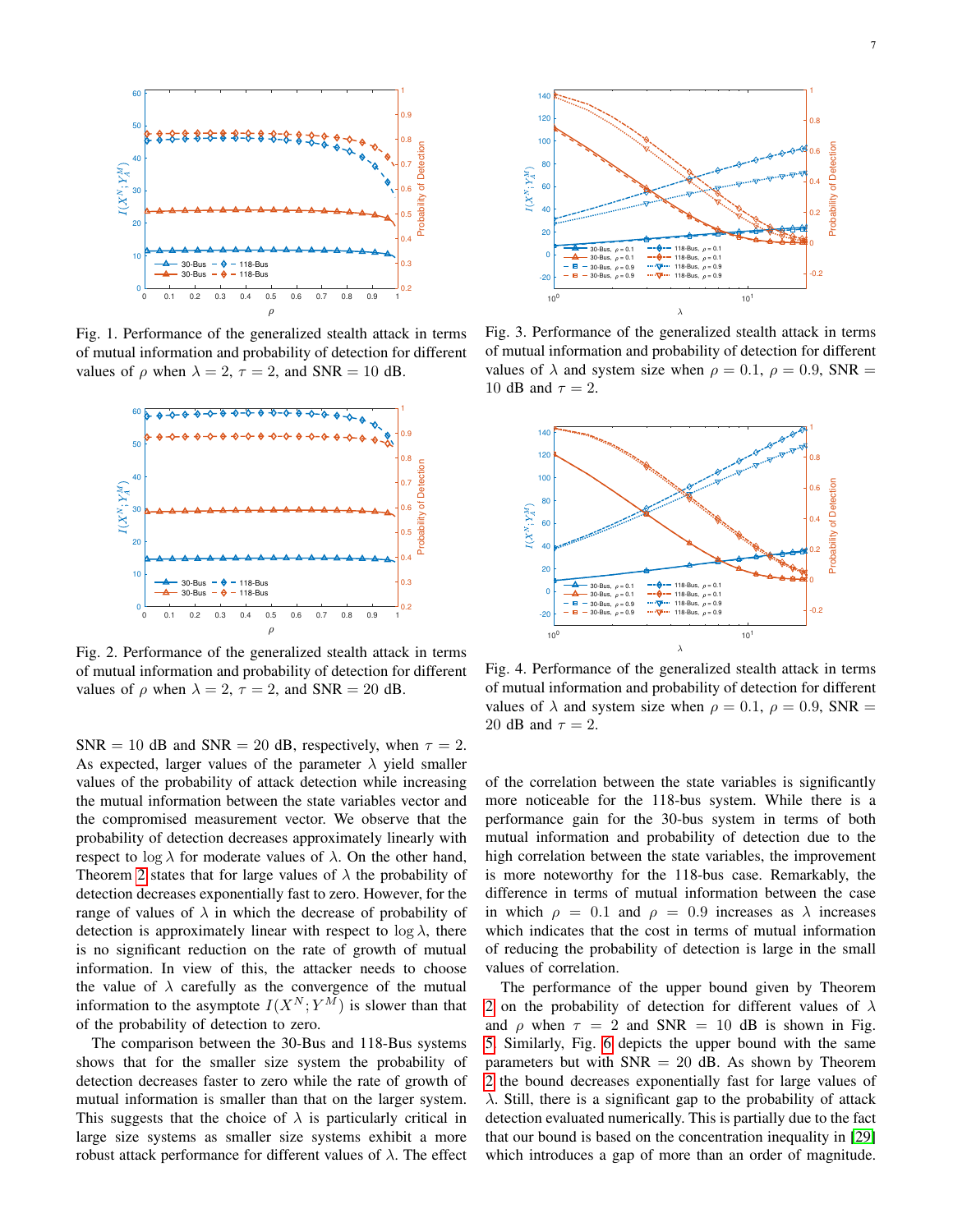Fig. 1. Performance of the generalized stealth attack in terms of mutual information and probability of detection for different values of $\rho$ when $\lambda = 2$, $\tau = 2$, and SNR $= 10$ dB.

Fig. 2. Performance of the generalized stealth attack in terms of mutual information and probability of detection for different values of $\rho$ when $\lambda = 2$, $\tau = 2$, and SNR $= 20$ dB.

Fig. 3. Performance of the generalized stealth attack in terms of mutual information and probability of detection for different values of $\lambda$ and system size when $\rho = 0.1$, $\rho = 0.9$, SNR $=$ 10 dB and $\tau = 2$.

Fig. 4. Performance of the generalized stealth attack in terms of mutual information and probability of detection for different values of $\lambda$ and system size when $\rho = 0.1$, $\rho = 0.9$, SNR $=$ 20 dB and $\tau = 2$.

SNR $= 10$ dB and SNR $= 20$ dB, respectively, when $\tau = 2$. As expected, larger values of the parameter $\lambda$ yield smaller values of the probability of attack detection while increasing the mutual information between the state variables vector and the compromised measurement vector. We observe that the probability of detection decreases approximately linearly with respect to $\log \lambda$ for moderate values of $\lambda$. On the other hand, Theorem 2 states that for large values of $\lambda$ the probability of detection decreases exponentially fast to zero. However, for the range of values of $\lambda$ in which the decrease of probability of detection is approximately linear with respect to $\log \lambda$, there is no significant reduction on the rate of growth of mutual information. In view of this, the attacker needs to choose the value of $\lambda$ carefully as the convergence of the mutual information to the asymptote $I(X^N; Y^M)$ is slower than that of the probability of detection to zero.

The comparison between the 30-Bus and 118-Bus systems shows that for the smaller size system the probability of detection decreases faster to zero while the rate of growth of mutual information is smaller than that on the larger system. This suggests that the choice of $\lambda$ is particularly critical in large size systems as smaller size systems exhibit a more robust attack performance for different values of $\lambda$. The effect of the correlation between the state variables is significantly more noticeable for the 118-bus system. While there is a performance gain for the 30-bus system in terms of both mutual information and probability of detection due to the high correlation between the state variables, the improvement is more noteworthy for the 118-bus case. Remarkably, the difference in terms of mutual information between the case in which $\rho = 0.1$ and $\rho = 0.9$ increases as $\lambda$ increases which indicates that the cost in terms of mutual information of reducing the probability of detection is large in the small values of correlation.

The performance of the upper bound given by Theorem 2 on the probability of detection for different values of $\lambda$ and $\rho$ when $\tau = 2$ and SNR $= 10$ dB is shown in Fig. 5. Similarly, Fig. 6 depicts the upper bound with the same parameters but with SNR $= 20$ dB. As shown by Theorem 2 the bound decreases exponentially fast for large values of $\lambda$. Still, there is a significant gap to the probability of attack detection evaluated numerically. This is partially due to the fact that our bound is based on the concentration inequality in [29] which introduces a gap of more than an order of magnitude.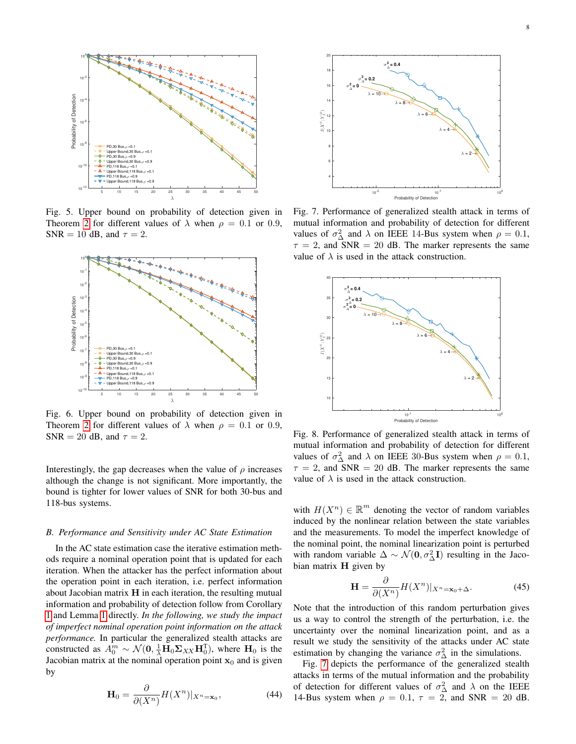Fig. 5. Upper bound on probability of detection given in Theorem 2 for different values of $\lambda$ when $\rho = 0.1$ or $0.9$, SNR $= 10$ dB, and $\tau = 2$.

Fig. 6. Upper bound on probability of detection given in Theorem 2 for different values of $\lambda$ when $\rho = 0.1$ or $0.9$, SNR $= 20$ dB, and $\tau = 2$.

Interestingly, the gap decreases when the value of $\rho$ increases although the change is not significant. More importantly, the bound is tighter for lower values of SNR for both 30-bus and 118-bus systems.

### *B. Performance and Sensitivity under AC State Estimation*

In the AC state estimation case the iterative estimation methods require a nominal operation point that is updated for each iteration. When the attacker has the perfect information about the operation point in each iteration, i.e. perfect information about Jacobian matrix $\mathbf{H}$ in each iteration, the resulting mutual information and probability of detection follow from Corollary 1 and Lemma 1 directly. *In the following, we study the impact of imperfect nominal operation point information on the attack performance.* In particular the generalized stealth attacks are constructed as $A_0^m \sim \mathcal{N}(\mathbf{0}, \frac{1}{\lambda}\mathbf{H}_0\mathbf{\Sigma}_{XX}\mathbf{H}_0^{\text{T}})$, where $\mathbf{H}_0$ is the Jacobian matrix at the nominal operation point $\mathbf{x}_0$ and is given by

$$\mathbf{H}_0 = \frac{\partial}{\partial(X^n)} H(X^n)|_{X^n=\mathbf{x}_0}, \tag{44}$$

with $H(X^n) \in \mathbb{R}^m$ denoting the vector of random variables induced by the nonlinear relation between the state variables and the measurements. To model the imperfect knowledge of the nominal point, the nominal linearization point is perturbed with random variable $\Delta \sim \mathcal{N}(\mathbf{0}, \sigma_\Delta^2\mathbf{I})$ resulting in the Jacobian matrix $\mathbf{H}$ given by

$$\mathbf{H} = \frac{\partial}{\partial(X^n)} H(X^n)|_{X^n=\mathbf{x}_0+\Delta}. \tag{45}$$

Note that the introduction of this random perturbation gives us a way to control the strength of the perturbation, i.e. the uncertainty over the nominal linearization point, and as a result we study the sensitivity of the attacks under AC state estimation by changing the variance $\sigma_\Delta^2$ in the simulations.

Fig. 7 depicts the performance of the generalized stealth attacks in terms of the mutual information and the probability of detection for different values of $\sigma_\Delta^2$ and $\lambda$ on the IEEE 14-Bus system when $\rho = 0.1$, $\tau = 2$, and SNR $= 20$ dB.

Fig. 7. Performance of generalized stealth attack in terms of mutual information and probability of detection for different values of $\sigma_\Delta^2$ and $\lambda$ on IEEE 14-Bus system when $\rho = 0.1$, $\tau = 2$, and SNR $= 20$ dB. The marker represents the same value of $\lambda$ is used in the attack construction.

Fig. 8. Performance of generalized stealth attack in terms of mutual information and probability of detection for different values of $\sigma_\Delta^2$ and $\lambda$ on IEEE 30-Bus system when $\rho = 0.1$, $\tau = 2$, and SNR $= 20$ dB. The marker represents the same value of $\lambda$ is used in the attack construction.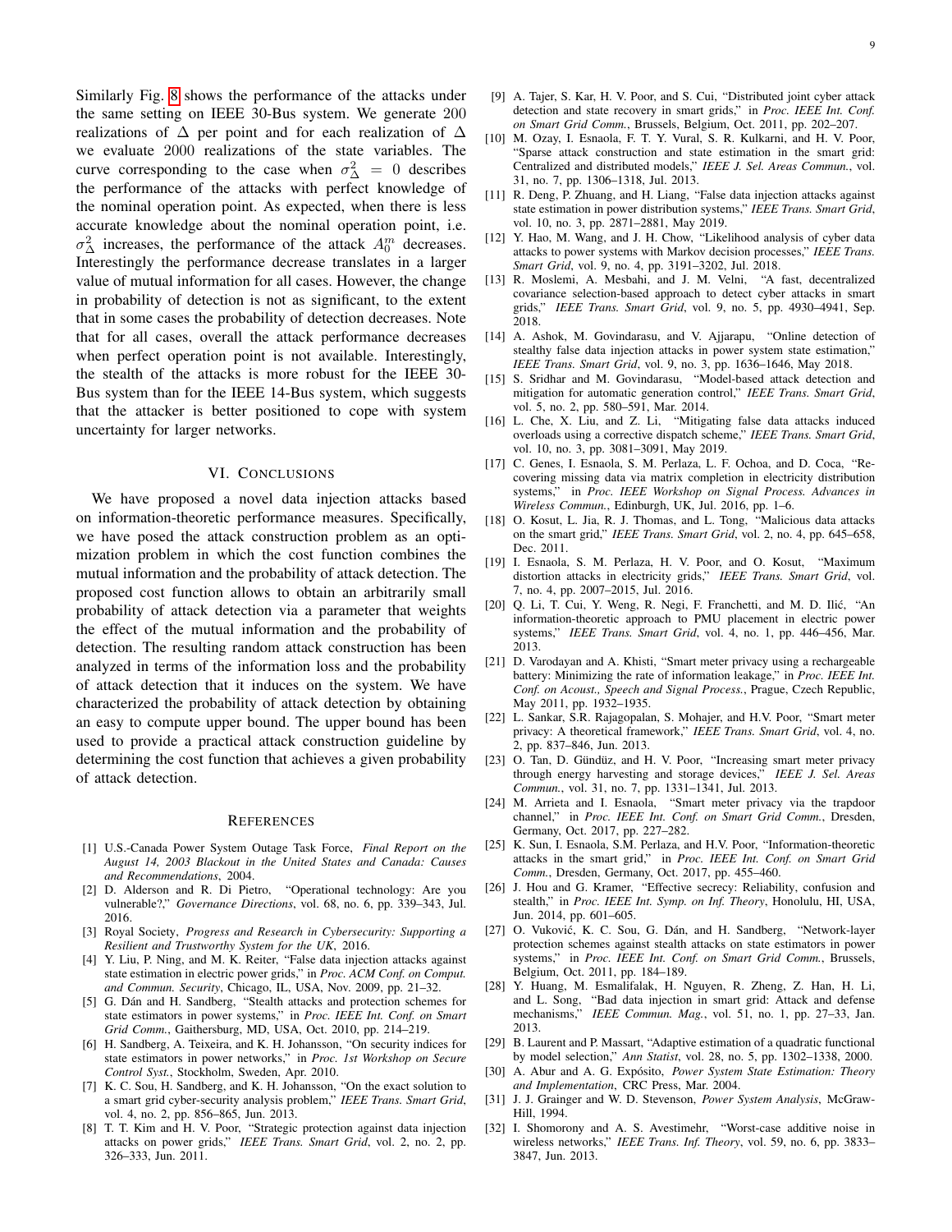Similarly Fig. 8 shows the performance of the attacks under the same setting on IEEE 30-Bus system. We generate 200 realizations of $\Delta$ per point and for each realization of $\Delta$ we evaluate 2000 realizations of the state variables. The curve corresponding to the case when $\sigma_\Delta^2 = 0$ describes the performance of the attacks with perfect knowledge of the nominal operation point. As expected, when there is less accurate knowledge about the nominal operation point, i.e. $\sigma_\Delta^2$ increases, the performance of the attack $A_0^m$ decreases. Interestingly the performance decrease translates in a larger value of mutual information for all cases. However, the change in probability of detection is not as significant, to the extent that in some cases the probability of detection decreases. Note that for all cases, overall the attack performance decreases when perfect operation point is not available. Interestingly, the stealth of the attacks is more robust for the IEEE 30-Bus system than for the IEEE 14-Bus system, which suggests that the attacker is better positioned to cope with system uncertainty for larger networks.

## VI. Conclusions

We have proposed a novel data injection attacks based on information-theoretic performance measures. Specifically, we have posed the attack construction problem as an optimization problem in which the cost function combines the mutual information and the probability of attack detection. The proposed cost function allows to obtain an arbitrarily small probability of attack detection via a parameter that weights the effect of the mutual information and the probability of detection. The resulting random attack construction has been analyzed in terms of the information loss and the probability of attack detection that it induces on the system. We have characterized the probability of attack detection by obtaining an easy to compute upper bound. The upper bound has been used to provide a practical attack construction guideline by determining the cost function that achieves a given probability of attack detection.

## References

[1] U.S.-Canada Power System Outage Task Force, *Final Report on the August 14, 2003 Blackout in the United States and Canada: Causes and Recommendations*, 2004.

[2] D. Alderson and R. Di Pietro, "Operational technology: Are you vulnerable?," *Governance Directions*, vol. 68, no. 6, pp. 339–343, Jul. 2016.

[3] Royal Society, *Progress and Research in Cybersecurity: Supporting a Resilient and Trustworthy System for the UK*, 2016.

[4] Y. Liu, P. Ning, and M. K. Reiter, "False data injection attacks against state estimation in electric power grids," in *Proc. ACM Conf. on Comput. and Commun. Security*, Chicago, IL, USA, Nov. 2009, pp. 21–32.

[5] G. Dán and H. Sandberg, "Stealth attacks and protection schemes for state estimators in power systems," in *Proc. IEEE Int. Conf. on Smart Grid Comm.*, Gaithersburg, MD, USA, Oct. 2010, pp. 214–219.

[6] H. Sandberg, A. Teixeira, and K. H. Johansson, "On security indices for state estimators in power networks," in *Proc. 1st Workshop on Secure Control Syst.*, Stockholm, Sweden, Apr. 2010.

[7] K. C. Sou, H. Sandberg, and K. H. Johansson, "On the exact solution to a smart grid cyber-security analysis problem," *IEEE Trans. Smart Grid*, vol. 4, no. 2, pp. 856–865, Jun. 2013.

[8] T. T. Kim and H. V. Poor, "Strategic protection against data injection attacks on power grids," *IEEE Trans. Smart Grid*, vol. 2, no. 2, pp. 326–333, Jun. 2011.

[9] A. Tajer, S. Kar, H. V. Poor, and S. Cui, "Distributed joint cyber attack detection and state recovery in smart grids," in *Proc. IEEE Int. Conf. on Smart Grid Comm.*, Brussels, Belgium, Oct. 2011, pp. 202–207.

[10] M. Ozay, I. Esnaola, F. T. Y. Vural, S. R. Kulkarni, and H. V. Poor, "Sparse attack construction and state estimation in the smart grid: Centralized and distributed models," *IEEE J. Sel. Areas Commun.*, vol. 31, no. 7, pp. 1306–1318, Jul. 2013.

[11] R. Deng, P. Zhuang, and H. Liang, "False data injection attacks against state estimation in power distribution systems," *IEEE Trans. Smart Grid*, vol. 10, no. 3, pp. 2871–2881, May 2019.

[12] Y. Hao, M. Wang, and J. H. Chow, "Likelihood analysis of cyber data attacks to power systems with Markov decision processes," *IEEE Trans. Smart Grid*, vol. 9, no. 4, pp. 3191–3202, Jul. 2018.

[13] R. Moslemi, A. Mesbahi, and J. M. Velni, "A fast, decentralized covariance selection-based approach to detect cyber attacks in smart grids," *IEEE Trans. Smart Grid*, vol. 9, no. 5, pp. 4930–4941, Sep. 2018.

[14] A. Ashok, M. Govindarasu, and V. Ajjarapu, "Online detection of stealthy false data injection attacks in power system state estimation," *IEEE Trans. Smart Grid*, vol. 9, no. 3, pp. 1636–1646, May 2018.

[15] S. Sridhar and M. Govindarasu, "Model-based attack detection and mitigation for automatic generation control," *IEEE Trans. Smart Grid*, vol. 5, no. 2, pp. 580–591, Mar. 2014.

[16] L. Che, X. Liu, and Z. Li, "Mitigating false data attacks induced overloads using a corrective dispatch scheme," *IEEE Trans. Smart Grid*, vol. 10, no. 3, pp. 3081–3091, May 2019.

[17] C. Genes, I. Esnaola, S. M. Perlaza, L. F. Ochoa, and D. Coca, "Recovering missing data via matrix completion in electricity distribution systems," in *Proc. IEEE Workshop on Signal Process. Advances in Wireless Commun.*, Edinburgh, UK, Jul. 2016, pp. 1–6.

[18] O. Kosut, L. Jia, R. J. Thomas, and L. Tong, "Malicious data attacks on the smart grid," *IEEE Trans. Smart Grid*, vol. 2, no. 4, pp. 645–658, Dec. 2011.

[19] I. Esnaola, S. M. Perlaza, H. V. Poor, and O. Kosut, "Maximum distortion attacks in electricity grids," *IEEE Trans. Smart Grid*, vol. 7, no. 4, pp. 2007–2015, Jul. 2016.

[20] Q. Li, T. Cui, Y. Weng, R. Negi, F. Franchetti, and M. D. Ilić, "An information-theoretic approach to PMU placement in electric power systems," *IEEE Trans. Smart Grid*, vol. 4, no. 1, pp. 446–456, Mar. 2013.

[21] D. Varodayan and A. Khisti, "Smart meter privacy using a rechargeable battery: Minimizing the rate of information leakage," in *Proc. IEEE Int. Conf. on Acoust., Speech and Signal Process.*, Prague, Czech Republic, May 2011, pp. 1932–1935.

[22] L. Sankar, S.R. Rajagopalan, S. Mohajer, and H.V. Poor, "Smart meter privacy: A theoretical framework," *IEEE Trans. Smart Grid*, vol. 4, no. 2, pp. 837–846, Jun. 2013.

[23] O. Tan, D. Gündüz, and H. V. Poor, "Increasing smart meter privacy through energy harvesting and storage devices," *IEEE J. Sel. Areas Commun.*, vol. 31, no. 7, pp. 1331–1341, Jul. 2013.

[24] M. Arrieta and I. Esnaola, "Smart meter privacy via the trapdoor channel," in *Proc. IEEE Int. Conf. on Smart Grid Comm.*, Dresden, Germany, Oct. 2017, pp. 227–282.

[25] K. Sun, I. Esnaola, S.M. Perlaza, and H.V. Poor, "Information-theoretic attacks in the smart grid," in *Proc. IEEE Int. Conf. on Smart Grid Comm.*, Dresden, Germany, Oct. 2017, pp. 455–460.

[26] J. Hou and G. Kramer, "Effective secrecy: Reliability, confusion and stealth," in *Proc. IEEE Int. Symp. on Inf. Theory*, Honolulu, HI, USA, Jun. 2014, pp. 601–605.

[27] O. Vuković, K. C. Sou, G. Dán, and H. Sandberg, "Network-layer protection schemes against stealth attacks on state estimators in power systems," in *Proc. IEEE Int. Conf. on Smart Grid Comm.*, Brussels, Belgium, Oct. 2011, pp. 184–189.

[28] Y. Huang, M. Esmalifalak, H. Nguyen, R. Zheng, Z. Han, H. Li, and L. Song, "Bad data injection in smart grid: Attack and defense mechanisms," *IEEE Commun. Mag.*, vol. 51, no. 1, pp. 27–33, Jan. 2013.

[29] B. Laurent and P. Massart, "Adaptive estimation of a quadratic functional by model selection," *Ann Statist*, vol. 28, no. 5, pp. 1302–1338, 2000.

[30] A. Abur and A. G. Expósito, *Power System State Estimation: Theory and Implementation*, CRC Press, Mar. 2004.

[31] J. J. Grainger and W. D. Stevenson, *Power System Analysis*, McGraw-Hill, 1994.

[32] I. Shomorony and A. S. Avestimehr, "Worst-case additive noise in wireless networks," *IEEE Trans. Inf. Theory*, vol. 59, no. 6, pp. 3833–3847, Jun. 2013.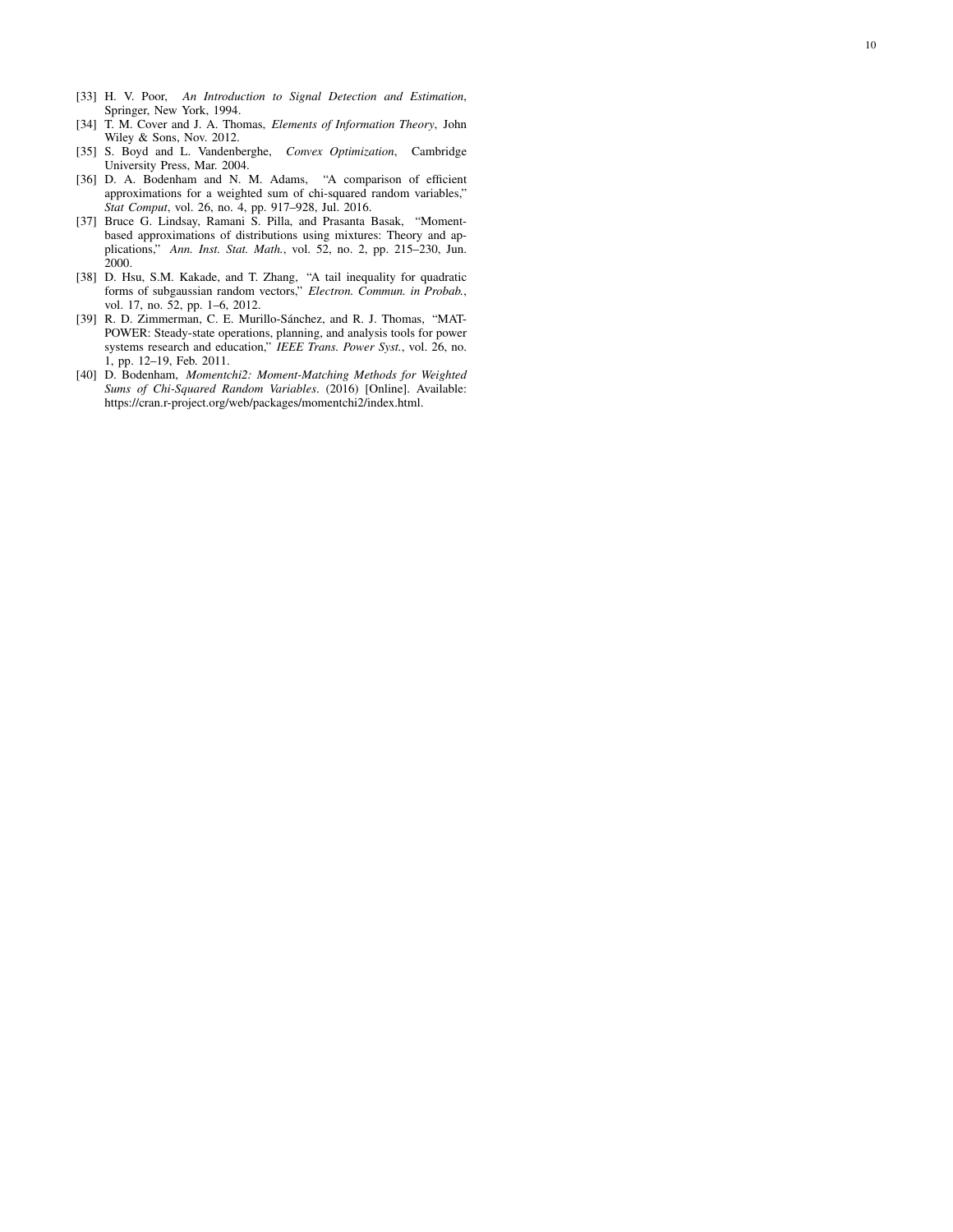[33] H. V. Poor, *An Introduction to Signal Detection and Estimation*, Springer, New York, 1994.

[34] T. M. Cover and J. A. Thomas, *Elements of Information Theory*, John Wiley & Sons, Nov. 2012.

[35] S. Boyd and L. Vandenberghe, *Convex Optimization*, Cambridge University Press, Mar. 2004.

[36] D. A. Bodenham and N. M. Adams, "A comparison of efficient approximations for a weighted sum of chi-squared random variables," *Stat Comput*, vol. 26, no. 4, pp. 917–928, Jul. 2016.

[37] Bruce G. Lindsay, Ramani S. Pilla, and Prasanta Basak, "Moment-based approximations of distributions using mixtures: Theory and applications," *Ann. Inst. Stat. Math.*, vol. 52, no. 2, pp. 215–230, Jun. 2000.

[38] D. Hsu, S.M. Kakade, and T. Zhang, "A tail inequality for quadratic forms of subgaussian random vectors," *Electron. Commun. in Probab.*, vol. 17, no. 52, pp. 1–6, 2012.

[39] R. D. Zimmerman, C. E. Murillo-Sánchez, and R. J. Thomas, "MATPOWER: Steady-state operations, planning, and analysis tools for power systems research and education," *IEEE Trans. Power Syst.*, vol. 26, no. 1, pp. 12–19, Feb. 2011.

[40] D. Bodenham, *Momentchi2: Moment-Matching Methods for Weighted Sums of Chi-Squared Random Variables*. (2016) [Online]. Available: https://cran.r-project.org/web/packages/momentchi2/index.html.